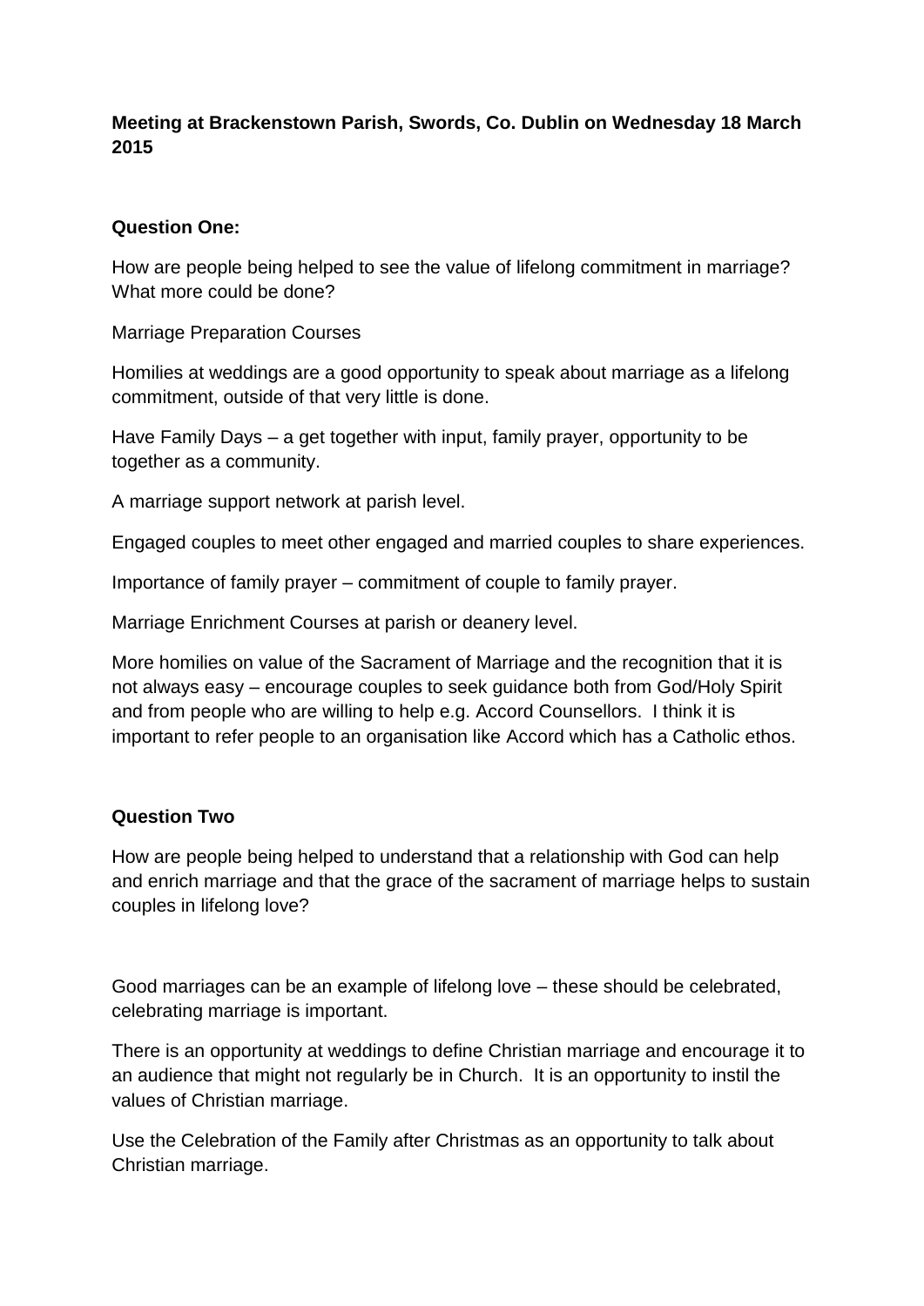**Meeting at Brackenstown Parish, Swords, Co. Dublin on Wednesday 18 March 2015**

**Question One:**

How are people being helped to see the value of lifelong commitment in marriage? What more could be done?

Marriage Preparation Courses

Homilies at weddings are a good opportunity to speak about marriage as a lifelong commitment, outside of that very little is done.

Have Family Days – a get together with input, family prayer, opportunity to be together as a community.

A marriage support network at parish level.

Engaged couples to meet other engaged and married couples to share experiences.

Importance of family prayer – commitment of couple to family prayer.

Marriage Enrichment Courses at parish or deanery level.

More homilies on value of the Sacrament of Marriage and the recognition that it is not always easy – encourage couples to seek guidance both from God/Holy Spirit and from people who are willing to help e.g. Accord Counsellors. I think it is important to refer people to an organisation like Accord which has a Catholic ethos.

**Question Two**

How are people being helped to understand that a relationship with God can help and enrich marriage and that the grace of the sacrament of marriage helps to sustain couples in lifelong love?

Good marriages can be an example of lifelong love – these should be celebrated, celebrating marriage is important.

There is an opportunity at weddings to define Christian marriage and encourage it to an audience that might not regularly be in Church. It is an opportunity to instil the values of Christian marriage.

Use the Celebration of the Family after Christmas as an opportunity to talk about Christian marriage.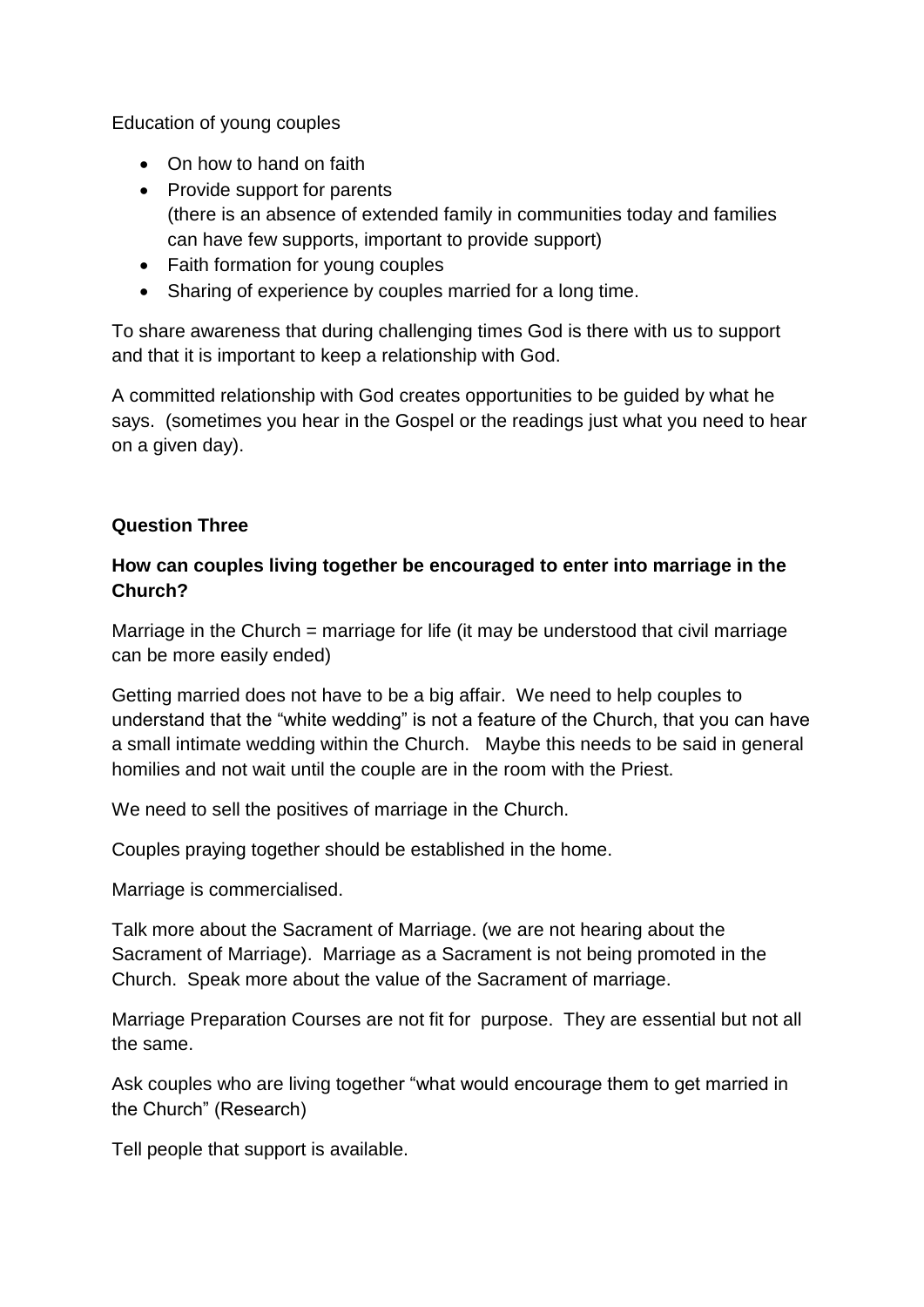Education of young couples

- On how to hand on faith
- Provide support for parents
  (there is an absence of extended family in communities today and families can have few supports, important to provide support)
- Faith formation for young couples
- Sharing of experience by couples married for a long time.

To share awareness that during challenging times God is there with us to support and that it is important to keep a relationship with God.

A committed relationship with God creates opportunities to be guided by what he says. (sometimes you hear in the Gospel or the readings just what you need to hear on a given day).

**Question Three**

**How can couples living together be encouraged to enter into marriage in the Church?**

Marriage in the Church = marriage for life (it may be understood that civil marriage can be more easily ended)

Getting married does not have to be a big affair. We need to help couples to understand that the "white wedding" is not a feature of the Church, that you can have a small intimate wedding within the Church. Maybe this needs to be said in general homilies and not wait until the couple are in the room with the Priest.

We need to sell the positives of marriage in the Church.

Couples praying together should be established in the home.

Marriage is commercialised.

Talk more about the Sacrament of Marriage. (we are not hearing about the Sacrament of Marriage). Marriage as a Sacrament is not being promoted in the Church. Speak more about the value of the Sacrament of marriage.

Marriage Preparation Courses are not fit for purpose. They are essential but not all the same.

Ask couples who are living together "what would encourage them to get married in the Church" (Research)

Tell people that support is available.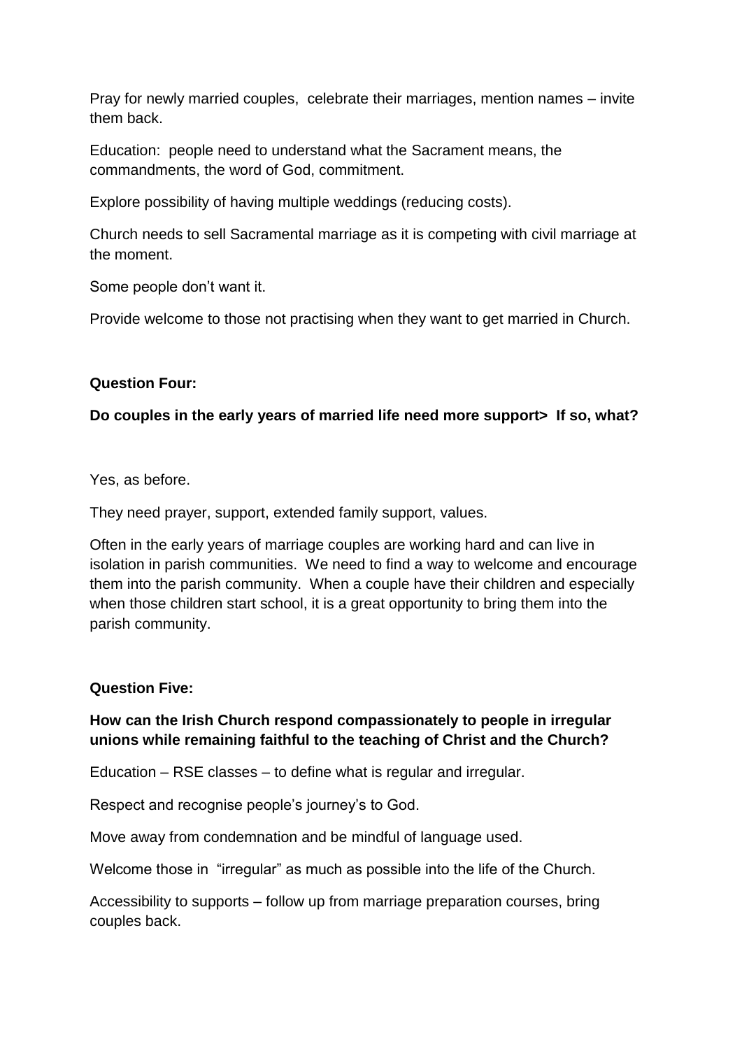Pray for newly married couples,  celebrate their marriages, mention names – invite them back.

Education:  people need to understand what the Sacrament means, the commandments, the word of God, commitment.

Explore possibility of having multiple weddings (reducing costs).

Church needs to sell Sacramental marriage as it is competing with civil marriage at the moment.

Some people don't want it.

Provide welcome to those not practising when they want to get married in Church.

**Question Four:**

**Do couples in the early years of married life need more support>  If so, what?**

Yes, as before.

They need prayer, support, extended family support, values.

Often in the early years of marriage couples are working hard and can live in isolation in parish communities.  We need to find a way to welcome and encourage them into the parish community.  When a couple have their children and especially when those children start school, it is a great opportunity to bring them into the parish community.

**Question Five:**

**How can the Irish Church respond compassionately to people in irregular unions while remaining faithful to the teaching of Christ and the Church?**

Education – RSE classes – to define what is regular and irregular.

Respect and recognise people's journey's to God.

Move away from condemnation and be mindful of language used.

Welcome those in  "irregular" as much as possible into the life of the Church.

Accessibility to supports – follow up from marriage preparation courses, bring couples back.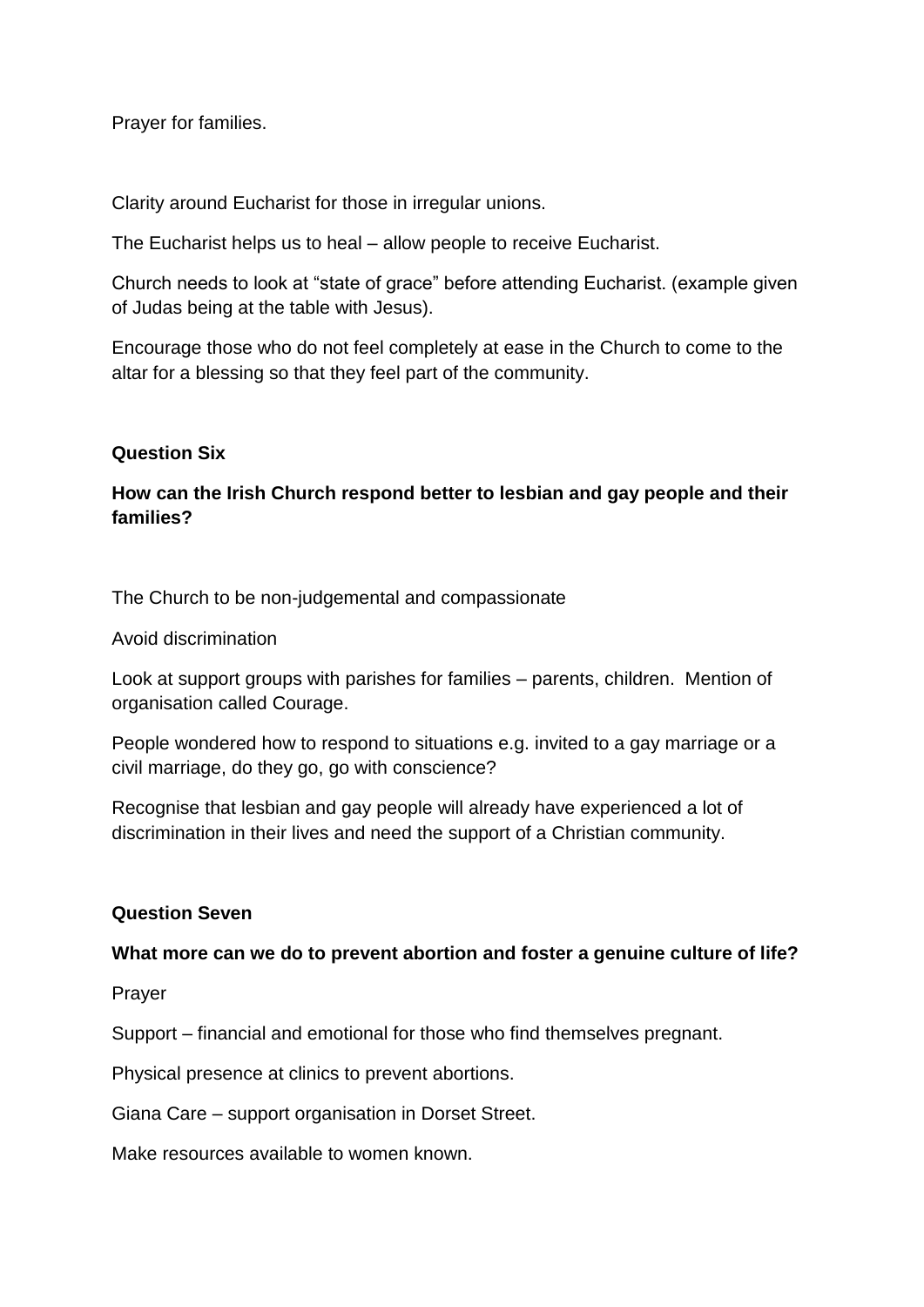Prayer for families.

Clarity around Eucharist for those in irregular unions.

The Eucharist helps us to heal – allow people to receive Eucharist.

Church needs to look at "state of grace" before attending Eucharist. (example given of Judas being at the table with Jesus).

Encourage those who do not feel completely at ease in the Church to come to the altar for a blessing so that they feel part of the community.

**Question Six**

**How can the Irish Church respond better to lesbian and gay people and their families?**

The Church to be non-judgemental and compassionate

Avoid discrimination

Look at support groups with parishes for families – parents, children. Mention of organisation called Courage.

People wondered how to respond to situations e.g. invited to a gay marriage or a civil marriage, do they go, go with conscience?

Recognise that lesbian and gay people will already have experienced a lot of discrimination in their lives and need the support of a Christian community.

**Question Seven**

**What more can we do to prevent abortion and foster a genuine culture of life?**

Prayer

Support – financial and emotional for those who find themselves pregnant.

Physical presence at clinics to prevent abortions.

Giana Care – support organisation in Dorset Street.

Make resources available to women known.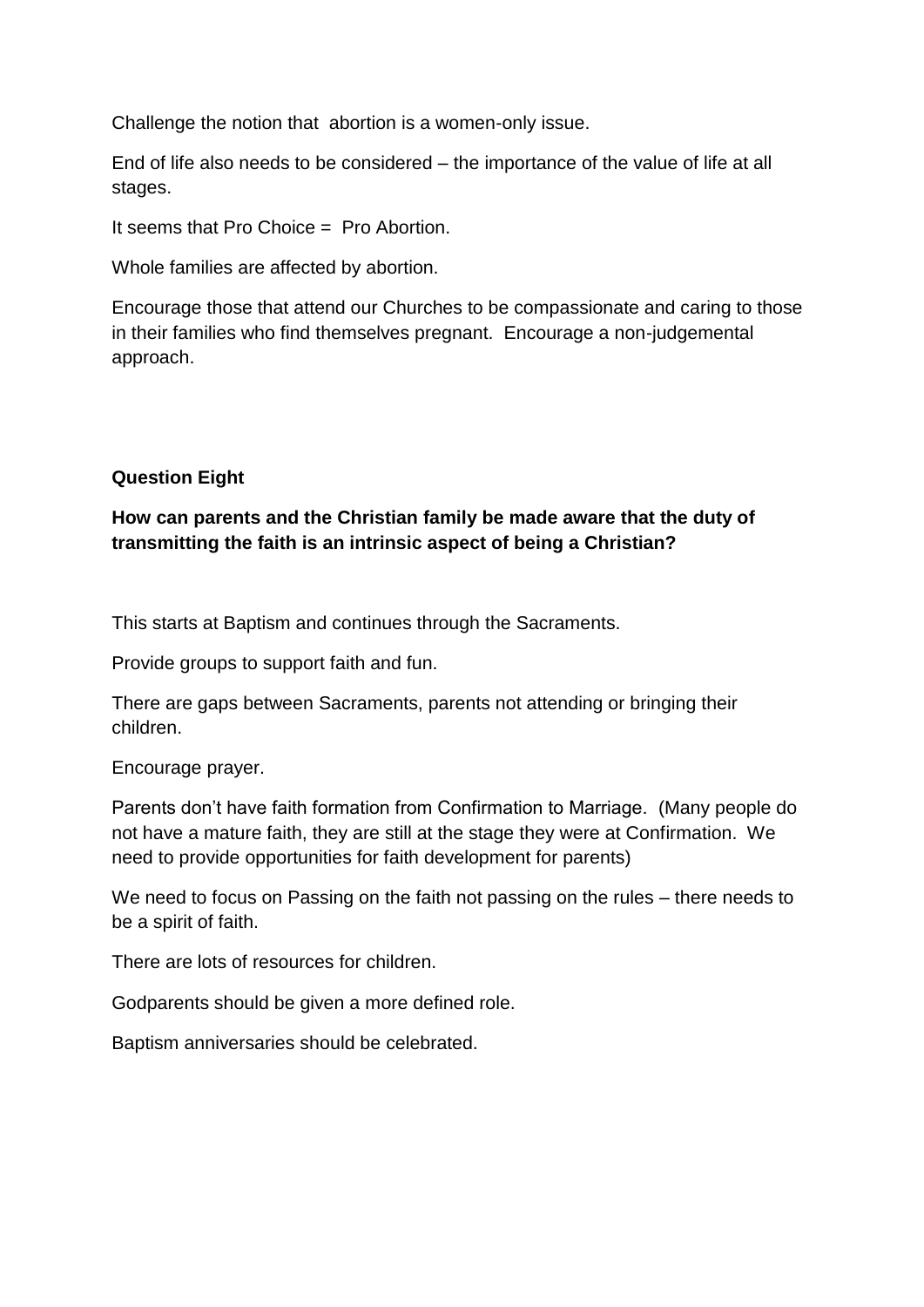Challenge the notion that abortion is a women-only issue.

End of life also needs to be considered – the importance of the value of life at all stages.

It seems that Pro Choice = Pro Abortion.

Whole families are affected by abortion.

Encourage those that attend our Churches to be compassionate and caring to those in their families who find themselves pregnant. Encourage a non-judgemental approach.

**Question Eight**

**How can parents and the Christian family be made aware that the duty of transmitting the faith is an intrinsic aspect of being a Christian?**

This starts at Baptism and continues through the Sacraments.

Provide groups to support faith and fun.

There are gaps between Sacraments, parents not attending or bringing their children.

Encourage prayer.

Parents don't have faith formation from Confirmation to Marriage. (Many people do not have a mature faith, they are still at the stage they were at Confirmation. We need to provide opportunities for faith development for parents)

We need to focus on Passing on the faith not passing on the rules – there needs to be a spirit of faith.

There are lots of resources for children.

Godparents should be given a more defined role.

Baptism anniversaries should be celebrated.